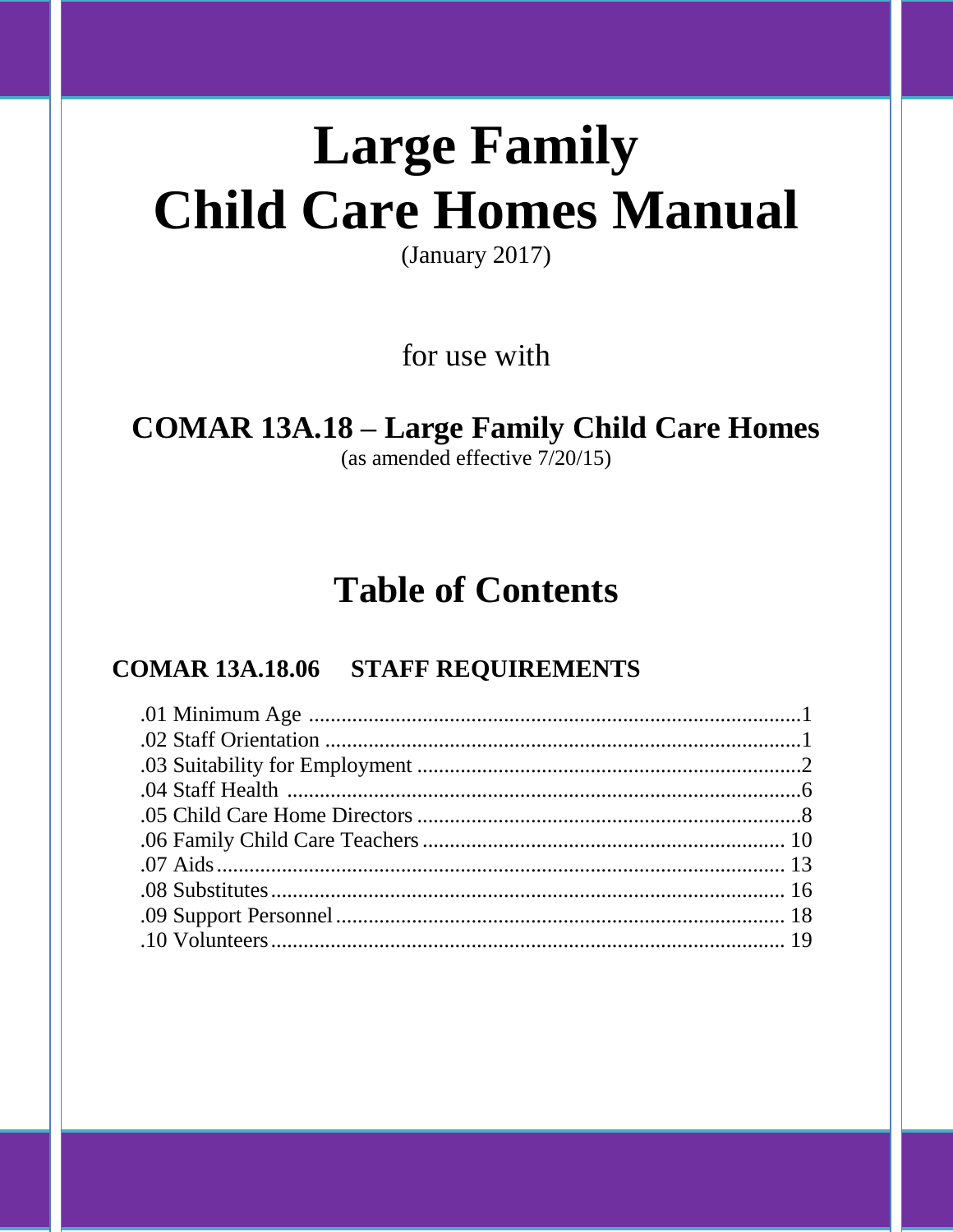# Large Family
# Child Care Homes Manual

(January 2017)

for use with

## COMAR 13A.18 – Large Family Child Care Homes

(as amended effective 7/20/15)

## Table of Contents

### COMAR 13A.18.06 STAFF REQUIREMENTS

.01 Minimum Age ....................................................................................1
.02 Staff Orientation ...............................................................................1
.03 Suitability for Employment ...............................................................2
.04 Staff Health .......................................................................................6
.05 Child Care Home Directors ...............................................................8
.06 Family Child Care Teachers .............................................................10
.07 Aids ...................................................................................................13
.08 Substitutes .........................................................................................16
.09 Support Personnel .............................................................................18
.10 Volunteers .........................................................................................19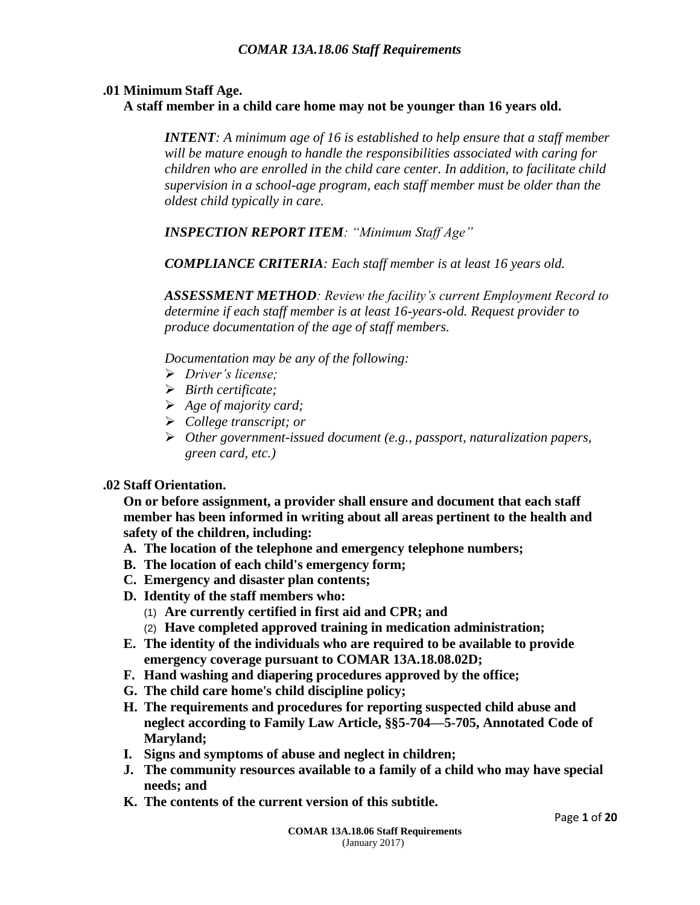# *COMAR 13A.18.06 Staff Requirements*

## .01 Minimum Staff Age.

**A staff member in a child care home may not be younger than 16 years old.**

> ***INTENT****: A minimum age of 16 is established to help ensure that a staff member will be mature enough to handle the responsibilities associated with caring for children who are enrolled in the child care center. In addition, to facilitate child supervision in a school-age program, each staff member must be older than the oldest child typically in care.*
>
> ***INSPECTION REPORT ITEM****: "Minimum Staff Age"*
>
> ***COMPLIANCE CRITERIA****: Each staff member is at least 16 years old.*
>
> ***ASSESSMENT METHOD****: Review the facility's current Employment Record to determine if each staff member is at least 16-years-old. Request provider to produce documentation of the age of staff members.*
>
> *Documentation may be any of the following:*
> - *Driver's license;*
> - *Birth certificate;*
> - *Age of majority card;*
> - *College transcript; or*
> - *Other government-issued document (e.g., passport, naturalization papers, green card, etc.)*

## .02 Staff Orientation.

**On or before assignment, a provider shall ensure and document that each staff member has been informed in writing about all areas pertinent to the health and safety of the children, including:**

- **A. The location of the telephone and emergency telephone numbers;**
- **B. The location of each child's emergency form;**
- **C. Emergency and disaster plan contents;**
- **D. Identity of the staff members who:**
  - (1) **Are currently certified in first aid and CPR; and**
  - (2) **Have completed approved training in medication administration;**
- **E. The identity of the individuals who are required to be available to provide emergency coverage pursuant to COMAR 13A.18.08.02D;**
- **F. Hand washing and diapering procedures approved by the office;**
- **G. The child care home's child discipline policy;**
- **H. The requirements and procedures for reporting suspected child abuse and neglect according to Family Law Article, §§5-704—5-705, Annotated Code of Maryland;**
- **I. Signs and symptoms of abuse and neglect in children;**
- **J. The community resources available to a family of a child who may have special needs; and**
- **K. The contents of the current version of this subtitle.**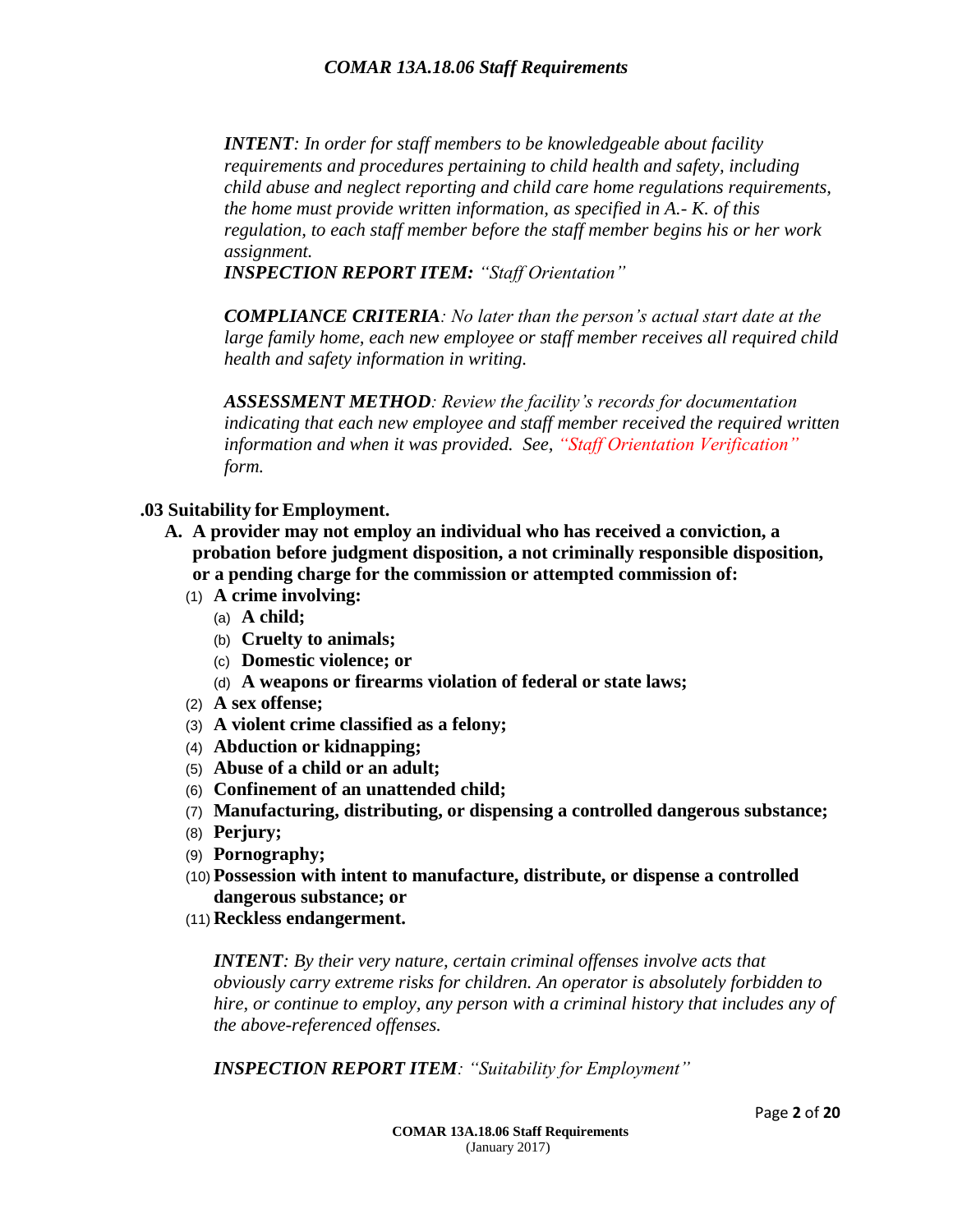*__INTENT__: In order for staff members to be knowledgeable about facility requirements and procedures pertaining to child health and safety, including child abuse and neglect reporting and child care home regulations requirements, the home must provide written information, as specified in A.- K. of this regulation, to each staff member before the staff member begins his or her work assignment.*
***INSPECTION REPORT ITEM:** "Staff Orientation"*

***COMPLIANCE CRITERIA**: No later than the person's actual start date at the large family home, each new employee or staff member receives all required child health and safety information in writing.*

***ASSESSMENT METHOD**: Review the facility's records for documentation indicating that each new employee and staff member received the required written information and when it was provided. See, "Staff Orientation Verification" form.*

**.03 Suitability for Employment.**

**A. A provider may not employ an individual who has received a conviction, a probation before judgment disposition, a not criminally responsible disposition, or a pending charge for the commission or attempted commission of:**

(1) **A crime involving:**

(a) **A child;**

(b) **Cruelty to animals;**

(c) **Domestic violence; or**

(d) **A weapons or firearms violation of federal or state laws;**

(2) **A sex offense;**

(3) **A violent crime classified as a felony;**

(4) **Abduction or kidnapping;**

(5) **Abuse of a child or an adult;**

(6) **Confinement of an unattended child;**

(7) **Manufacturing, distributing, or dispensing a controlled dangerous substance;**

(8) **Perjury;**

(9) **Pornography;**

(10) **Possession with intent to manufacture, distribute, or dispense a controlled dangerous substance; or**

(11) **Reckless endangerment.**

***INTENT**: By their very nature, certain criminal offenses involve acts that obviously carry extreme risks for children. An operator is absolutely forbidden to hire, or continue to employ, any person with a criminal history that includes any of the above-referenced offenses.*

***INSPECTION REPORT ITEM**: "Suitability for Employment"*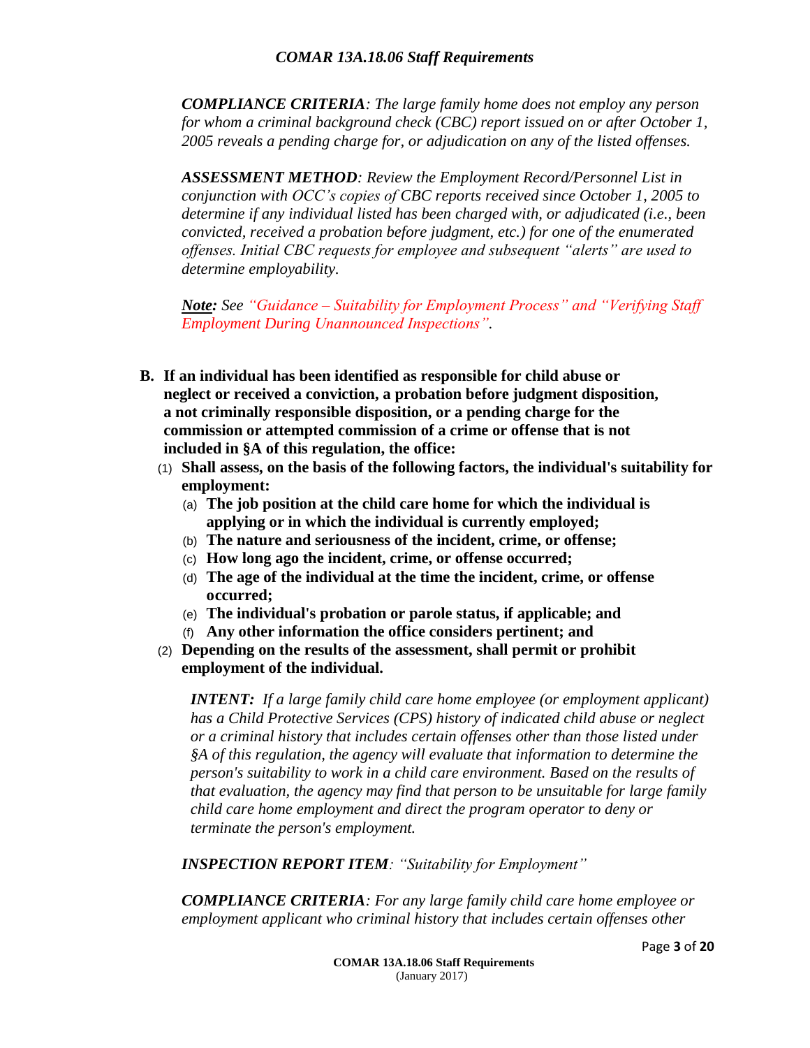*COMPLIANCE CRITERIA: The large family home does not employ any person for whom a criminal background check (CBC) report issued on or after October 1, 2005 reveals a pending charge for, or adjudication on any of the listed offenses.*

*ASSESSMENT METHOD: Review the Employment Record/Personnel List in conjunction with OCC's copies of CBC reports received since October 1, 2005 to determine if any individual listed has been charged with, or adjudicated (i.e., been convicted, received a probation before judgment, etc.) for one of the enumerated offenses. Initial CBC requests for employee and subsequent "alerts" are used to determine employability.*

***Note:*** *See "Guidance – Suitability for Employment Process" and "Verifying Staff Employment During Unannounced Inspections".*

**B. If an individual has been identified as responsible for child abuse or neglect or received a conviction, a probation before judgment disposition, a not criminally responsible disposition, or a pending charge for the commission or attempted commission of a crime or offense that is not included in §A of this regulation, the office:**

- (1) **Shall assess, on the basis of the following factors, the individual's suitability for employment:**
  - (a) **The job position at the child care home for which the individual is applying or in which the individual is currently employed;**
  - (b) **The nature and seriousness of the incident, crime, or offense;**
  - (c) **How long ago the incident, crime, or offense occurred;**
  - (d) **The age of the individual at the time the incident, crime, or offense occurred;**
  - (e) **The individual's probation or parole status, if applicable; and**
  - (f) **Any other information the office considers pertinent; and**
- (2) **Depending on the results of the assessment, shall permit or prohibit employment of the individual.**

*INTENT: If a large family child care home employee (or employment applicant) has a Child Protective Services (CPS) history of indicated child abuse or neglect or a criminal history that includes certain offenses other than those listed under §A of this regulation, the agency will evaluate that information to determine the person's suitability to work in a child care environment. Based on the results of that evaluation, the agency may find that person to be unsuitable for large family child care home employment and direct the program operator to deny or terminate the person's employment.*

*INSPECTION REPORT ITEM: "Suitability for Employment"*

*COMPLIANCE CRITERIA: For any large family child care home employee or employment applicant who criminal history that includes certain offenses other*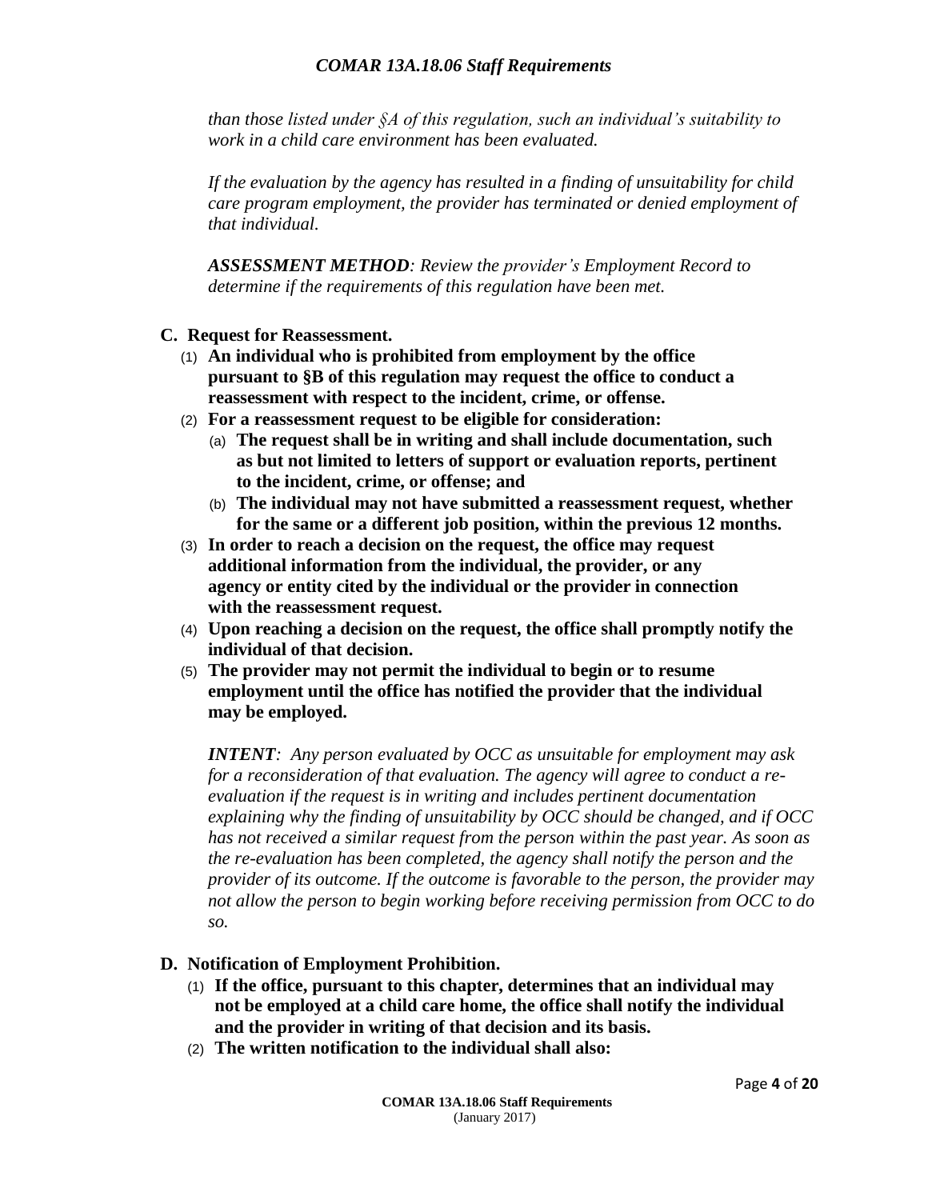*than those listed under §A of this regulation, such an individual's suitability to work in a child care environment has been evaluated.*

*If the evaluation by the agency has resulted in a finding of unsuitability for child care program employment, the provider has terminated or denied employment of that individual.*

***ASSESSMENT METHOD**: Review the provider's Employment Record to determine if the requirements of this regulation have been met.*

**C. Request for Reassessment.**

(1) **An individual who is prohibited from employment by the office pursuant to §B of this regulation may request the office to conduct a reassessment with respect to the incident, crime, or offense.**

(2) **For a reassessment request to be eligible for consideration:**

(a) **The request shall be in writing and shall include documentation, such as but not limited to letters of support or evaluation reports, pertinent to the incident, crime, or offense; and**

(b) **The individual may not have submitted a reassessment request, whether for the same or a different job position, within the previous 12 months.**

(3) **In order to reach a decision on the request, the office may request additional information from the individual, the provider, or any agency or entity cited by the individual or the provider in connection with the reassessment request.**

(4) **Upon reaching a decision on the request, the office shall promptly notify the individual of that decision.**

(5) **The provider may not permit the individual to begin or to resume employment until the office has notified the provider that the individual may be employed.**

***INTENT**: Any person evaluated by OCC as unsuitable for employment may ask for a reconsideration of that evaluation. The agency will agree to conduct a re-evaluation if the request is in writing and includes pertinent documentation explaining why the finding of unsuitability by OCC should be changed, and if OCC has not received a similar request from the person within the past year. As soon as the re-evaluation has been completed, the agency shall notify the person and the provider of its outcome. If the outcome is favorable to the person, the provider may not allow the person to begin working before receiving permission from OCC to do so.*

**D. Notification of Employment Prohibition.**

(1) **If the office, pursuant to this chapter, determines that an individual may not be employed at a child care home, the office shall notify the individual and the provider in writing of that decision and its basis.**

(2) **The written notification to the individual shall also:**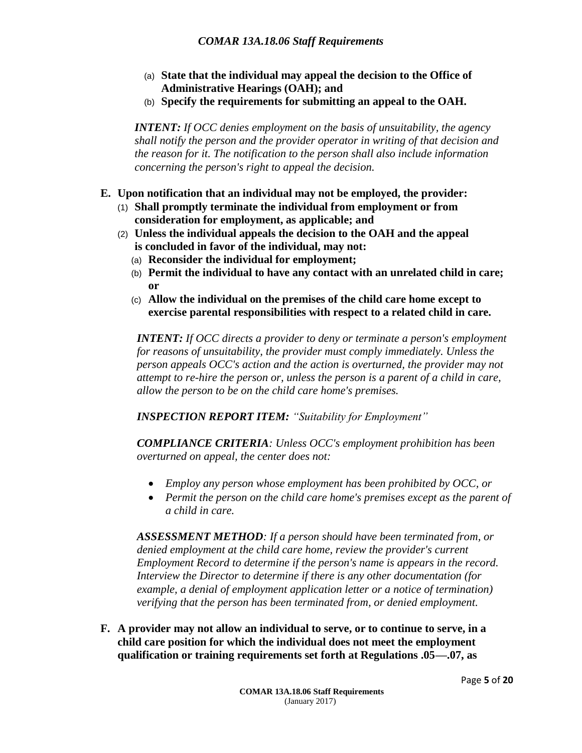(a) **State that the individual may appeal the decision to the Office of Administrative Hearings (OAH); and**

(b) **Specify the requirements for submitting an appeal to the OAH.**

> ***INTENT:*** *If OCC denies employment on the basis of unsuitability, the agency shall notify the person and the provider operator in writing of that decision and the reason for it. The notification to the person shall also include information concerning the person's right to appeal the decision.*

**E. Upon notification that an individual may not be employed, the provider:**

(1) **Shall promptly terminate the individual from employment or from consideration for employment, as applicable; and**

(2) **Unless the individual appeals the decision to the OAH and the appeal is concluded in favor of the individual, may not:**

(a) **Reconsider the individual for employment;**

(b) **Permit the individual to have any contact with an unrelated child in care; or**

(c) **Allow the individual on the premises of the child care home except to exercise parental responsibilities with respect to a related child in care.**

> ***INTENT:*** *If OCC directs a provider to deny or terminate a person's employment for reasons of unsuitability, the provider must comply immediately. Unless the person appeals OCC's action and the action is overturned, the provider may not attempt to re-hire the person or, unless the person is a parent of a child in care, allow the person to be on the child care home's premises.*
>
> ***INSPECTION REPORT ITEM:*** *"Suitability for Employment"*
>
> ***COMPLIANCE CRITERIA****: Unless OCC's employment prohibition has been overturned on appeal, the center does not:*
>
> - *Employ any person whose employment has been prohibited by OCC, or*
> - *Permit the person on the child care home's premises except as the parent of a child in care.*
>
> ***ASSESSMENT METHOD****: If a person should have been terminated from, or denied employment at the child care home, review the provider's current Employment Record to determine if the person's name is appears in the record. Interview the Director to determine if there is any other documentation (for example, a denial of employment application letter or a notice of termination) verifying that the person has been terminated from, or denied employment.*

**F. A provider may not allow an individual to serve, or to continue to serve, in a child care position for which the individual does not meet the employment qualification or training requirements set forth at Regulations .05—.07, as**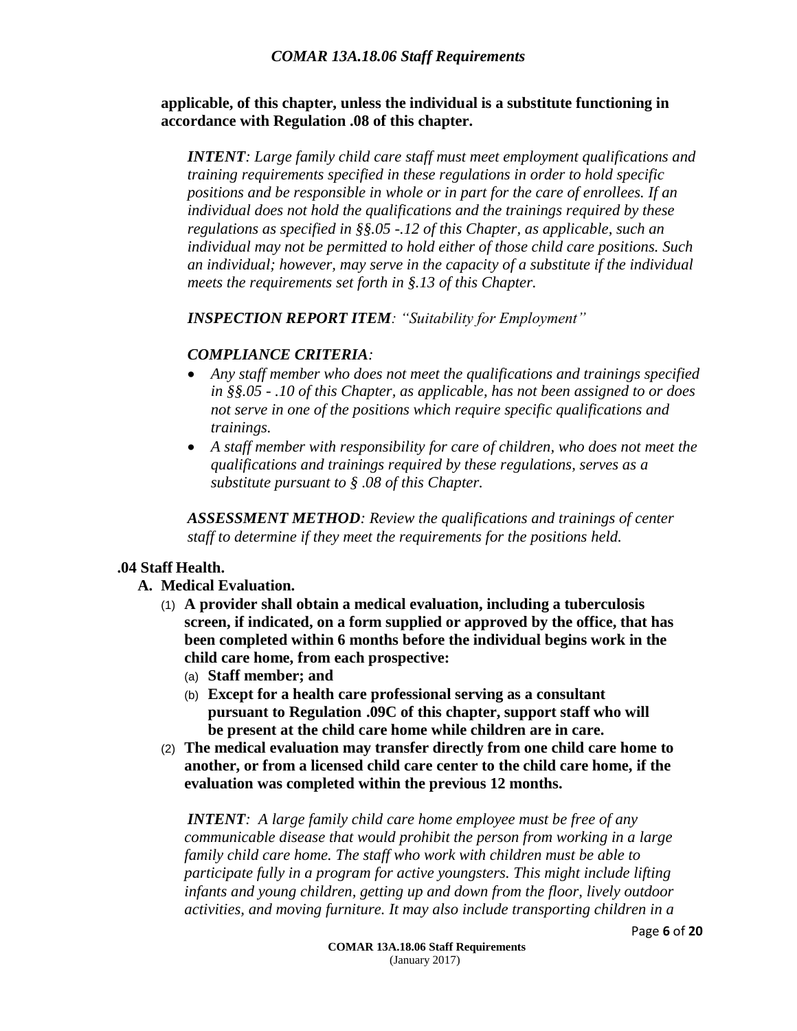**applicable, of this chapter, unless the individual is a substitute functioning in accordance with Regulation .08 of this chapter.**

***INTENT**: Large family child care staff must meet employment qualifications and training requirements specified in these regulations in order to hold specific positions and be responsible in whole or in part for the care of enrollees. If an individual does not hold the qualifications and the trainings required by these regulations as specified in §§.05 -.12 of this Chapter, as applicable, such an individual may not be permitted to hold either of those child care positions. Such an individual; however, may serve in the capacity of a substitute if the individual meets the requirements set forth in §.13 of this Chapter.*

***INSPECTION REPORT ITEM**: "Suitability for Employment"*

***COMPLIANCE CRITERIA**:*

- *Any staff member who does not meet the qualifications and trainings specified in §§.05 - .10 of this Chapter, as applicable, has not been assigned to or does not serve in one of the positions which require specific qualifications and trainings.*
- *A staff member with responsibility for care of children, who does not meet the qualifications and trainings required by these regulations, serves as a substitute pursuant to § .08 of this Chapter.*

***ASSESSMENT METHOD**: Review the qualifications and trainings of center staff to determine if they meet the requirements for the positions held.*

**.04 Staff Health.**

**A. Medical Evaluation.**

(1) **A provider shall obtain a medical evaluation, including a tuberculosis screen, if indicated, on a form supplied or approved by the office, that has been completed within 6 months before the individual begins work in the child care home, from each prospective:**

(a) **Staff member; and**

(b) **Except for a health care professional serving as a consultant pursuant to Regulation .09C of this chapter, support staff who will be present at the child care home while children are in care.**

(2) **The medical evaluation may transfer directly from one child care home to another, or from a licensed child care center to the child care home, if the evaluation was completed within the previous 12 months.**

***INTENT**: A large family child care home employee must be free of any communicable disease that would prohibit the person from working in a large family child care home. The staff who work with children must be able to participate fully in a program for active youngsters. This might include lifting infants and young children, getting up and down from the floor, lively outdoor activities, and moving furniture. It may also include transporting children in a*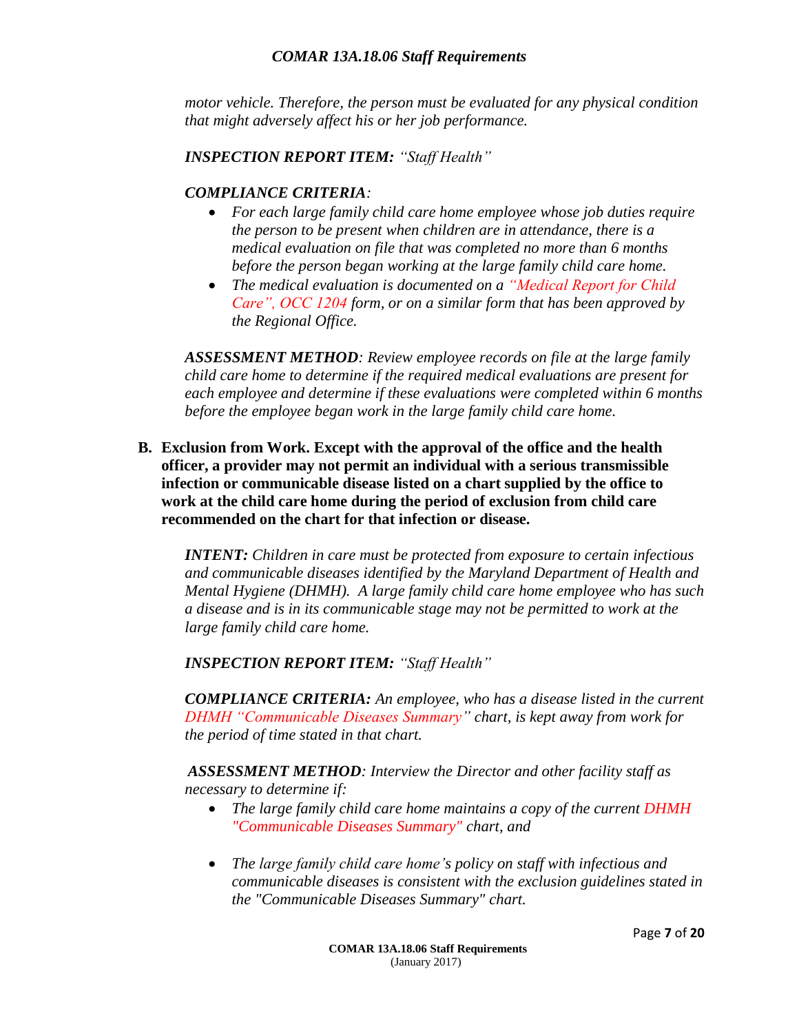*motor vehicle. Therefore, the person must be evaluated for any physical condition that might adversely affect his or her job performance.*

***INSPECTION REPORT ITEM:*** *"Staff Health"*

***COMPLIANCE CRITERIA****:*

- *For each large family child care home employee whose job duties require the person to be present when children are in attendance, there is a medical evaluation on file that was completed no more than 6 months before the person began working at the large family child care home.*
- *The medical evaluation is documented on a "Medical Report for Child Care", OCC 1204 form, or on a similar form that has been approved by the Regional Office.*

***ASSESSMENT METHOD****: Review employee records on file at the large family child care home to determine if the required medical evaluations are present for each employee and determine if these evaluations were completed within 6 months before the employee began work in the large family child care home.*

**B. Exclusion from Work. Except with the approval of the office and the health officer, a provider may not permit an individual with a serious transmissible infection or communicable disease listed on a chart supplied by the office to work at the child care home during the period of exclusion from child care recommended on the chart for that infection or disease.**

***INTENT:*** *Children in care must be protected from exposure to certain infectious and communicable diseases identified by the Maryland Department of Health and Mental Hygiene (DHMH). A large family child care home employee who has such a disease and is in its communicable stage may not be permitted to work at the large family child care home.*

***INSPECTION REPORT ITEM:*** *"Staff Health"*

***COMPLIANCE CRITERIA:*** *An employee, who has a disease listed in the current DHMH "Communicable Diseases Summary" chart, is kept away from work for the period of time stated in that chart.*

***ASSESSMENT METHOD****: Interview the Director and other facility staff as necessary to determine if:*

- *The large family child care home maintains a copy of the current DHMH "Communicable Diseases Summary" chart, and*
- *The large family child care home's policy on staff with infectious and communicable diseases is consistent with the exclusion guidelines stated in the "Communicable Diseases Summary" chart.*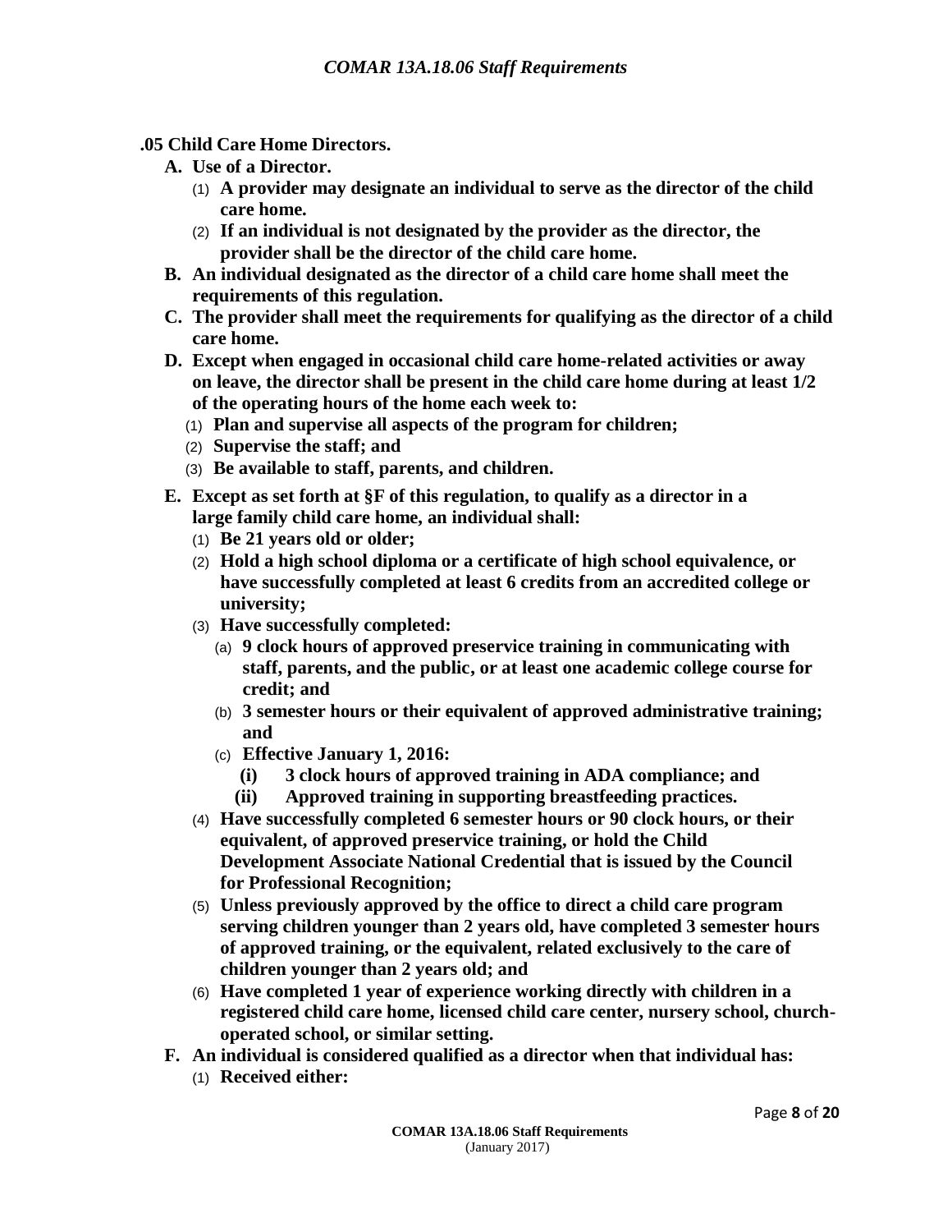**.05 Child Care Home Directors.**

- **A. Use of a Director.**
  - (1) **A provider may designate an individual to serve as the director of the child care home.**
  - (2) **If an individual is not designated by the provider as the director, the provider shall be the director of the child care home.**
- **B. An individual designated as the director of a child care home shall meet the requirements of this regulation.**
- **C. The provider shall meet the requirements for qualifying as the director of a child care home.**
- **D. Except when engaged in occasional child care home-related activities or away on leave, the director shall be present in the child care home during at least 1/2 of the operating hours of the home each week to:**
  - (1) **Plan and supervise all aspects of the program for children;**
  - (2) **Supervise the staff; and**
  - (3) **Be available to staff, parents, and children.**
- **E. Except as set forth at §F of this regulation, to qualify as a director in a large family child care home, an individual shall:**
  - (1) **Be 21 years old or older;**
  - (2) **Hold a high school diploma or a certificate of high school equivalence, or have successfully completed at least 6 credits from an accredited college or university;**
  - (3) **Have successfully completed:**
    - (a) **9 clock hours of approved preservice training in communicating with staff, parents, and the public, or at least one academic college course for credit; and**
    - (b) **3 semester hours or their equivalent of approved administrative training; and**
    - (c) **Effective January 1, 2016:**
      - **(i) 3 clock hours of approved training in ADA compliance; and**
      - **(ii) Approved training in supporting breastfeeding practices.**
  - (4) **Have successfully completed 6 semester hours or 90 clock hours, or their equivalent, of approved preservice training, or hold the Child Development Associate National Credential that is issued by the Council for Professional Recognition;**
  - (5) **Unless previously approved by the office to direct a child care program serving children younger than 2 years old, have completed 3 semester hours of approved training, or the equivalent, related exclusively to the care of children younger than 2 years old; and**
  - (6) **Have completed 1 year of experience working directly with children in a registered child care home, licensed child care center, nursery school, church-operated school, or similar setting.**
- **F. An individual is considered qualified as a director when that individual has:**
  - (1) **Received either:**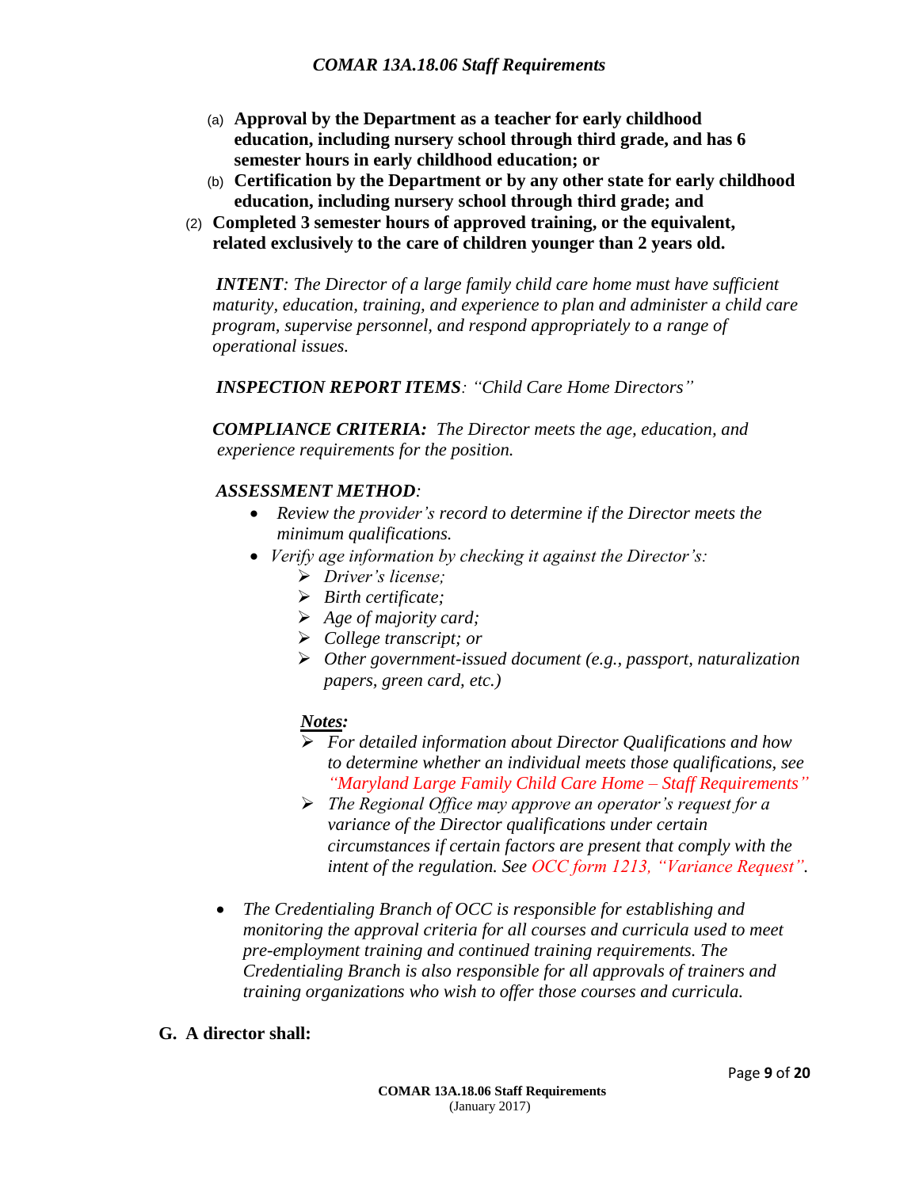(a) **Approval by the Department as a teacher for early childhood education, including nursery school through third grade, and has 6 semester hours in early childhood education; or**

(b) **Certification by the Department or by any other state for early childhood education, including nursery school through third grade; and**

(2) **Completed 3 semester hours of approved training, or the equivalent, related exclusively to the care of children younger than 2 years old.**

***INTENT****: The Director of a large family child care home must have sufficient maturity, education, training, and experience to plan and administer a child care program, supervise personnel, and respond appropriately to a range of operational issues.*

***INSPECTION REPORT ITEMS****: "Child Care Home Directors"*

***COMPLIANCE CRITERIA:*** *The Director meets the age, education, and experience requirements for the position.*

***ASSESSMENT METHOD****:*

- *Review the provider's record to determine if the Director meets the minimum qualifications.*
- *Verify age information by checking it against the Director's:*
  - *Driver's license;*
  - *Birth certificate;*
  - *Age of majority card;*
  - *College transcript; or*
  - *Other government-issued document (e.g., passport, naturalization papers, green card, etc.)*

***Notes:***

- *For detailed information about Director Qualifications and how to determine whether an individual meets those qualifications, see "Maryland Large Family Child Care Home – Staff Requirements"*
- *The Regional Office may approve an operator's request for a variance of the Director qualifications under certain circumstances if certain factors are present that comply with the intent of the regulation. See OCC form 1213, "Variance Request".*

- *The Credentialing Branch of OCC is responsible for establishing and monitoring the approval criteria for all courses and curricula used to meet pre-employment training and continued training requirements. The Credentialing Branch is also responsible for all approvals of trainers and training organizations who wish to offer those courses and curricula.*

**G. A director shall:**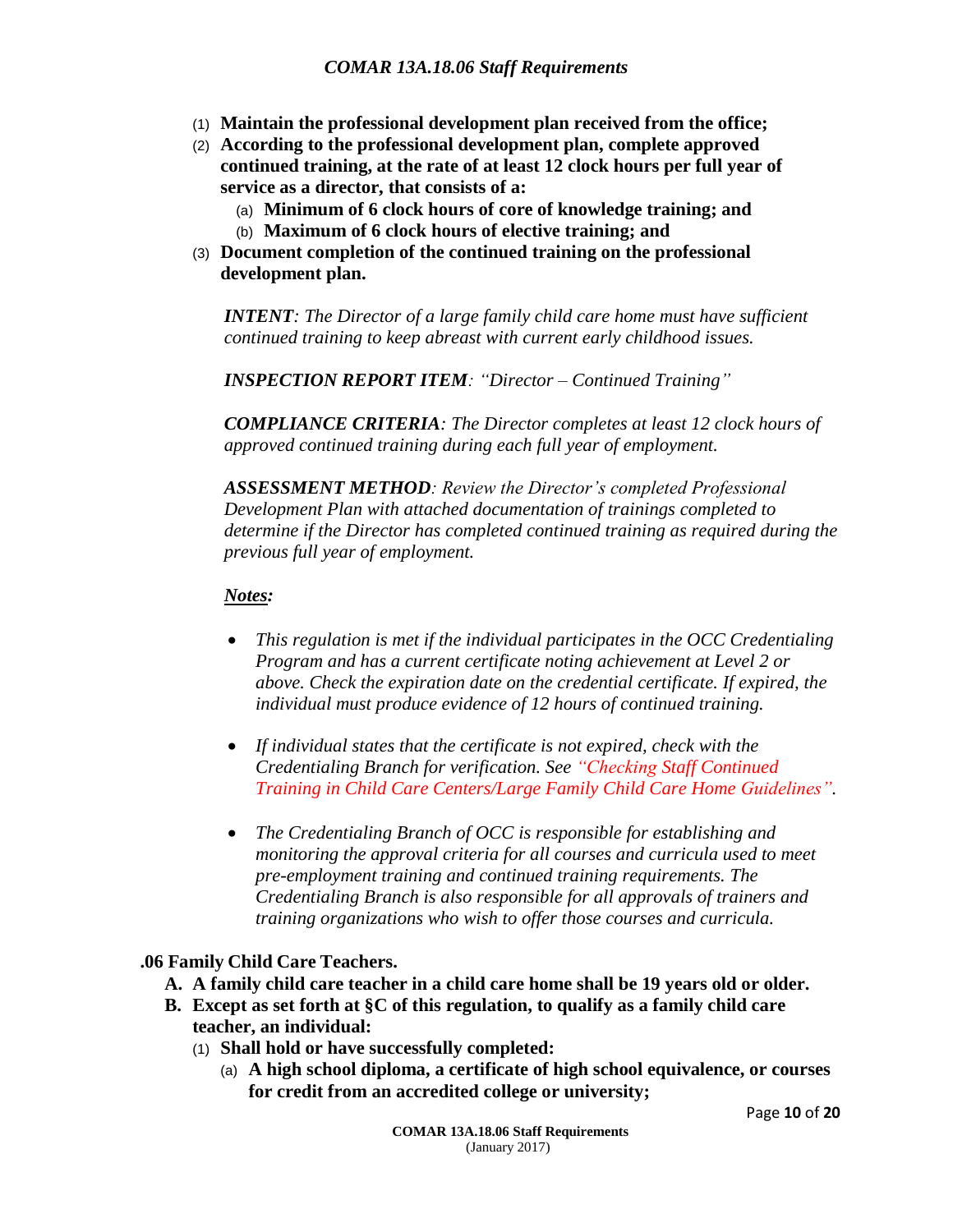(1) **Maintain the professional development plan received from the office;**

(2) **According to the professional development plan, complete approved continued training, at the rate of at least 12 clock hours per full year of service as a director, that consists of a:**

 (a) **Minimum of 6 clock hours of core of knowledge training; and**

 (b) **Maximum of 6 clock hours of elective training; and**

(3) **Document completion of the continued training on the professional development plan.**

***INTENT****: The Director of a large family child care home must have sufficient continued training to keep abreast with current early childhood issues.*

***INSPECTION REPORT ITEM****: "Director – Continued Training"*

***COMPLIANCE CRITERIA****: The Director completes at least 12 clock hours of approved continued training during each full year of employment.*

***ASSESSMENT METHOD****: Review the Director's completed Professional Development Plan with attached documentation of trainings completed to determine if the Director has completed continued training as required during the previous full year of employment.*

***Notes:***

- *This regulation is met if the individual participates in the OCC Credentialing Program and has a current certificate noting achievement at Level 2 or above. Check the expiration date on the credential certificate. If expired, the individual must produce evidence of 12 hours of continued training.*

- *If individual states that the certificate is not expired, check with the Credentialing Branch for verification. See "Checking Staff Continued Training in Child Care Centers/Large Family Child Care Home Guidelines".*

- *The Credentialing Branch of OCC is responsible for establishing and monitoring the approval criteria for all courses and curricula used to meet pre-employment training and continued training requirements. The Credentialing Branch is also responsible for all approvals of trainers and training organizations who wish to offer those courses and curricula.*

**.06 Family Child Care Teachers.**

**A. A family child care teacher in a child care home shall be 19 years old or older.**

**B. Except as set forth at §C of this regulation, to qualify as a family child care teacher, an individual:**

 (1) **Shall hold or have successfully completed:**

  (a) **A high school diploma, a certificate of high school equivalence, or courses for credit from an accredited college or university;**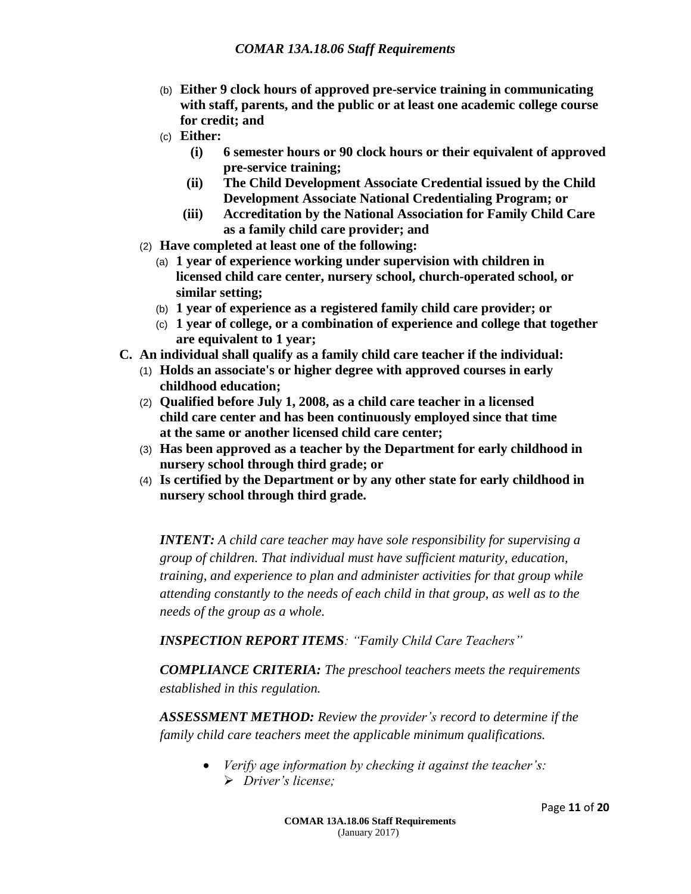(b) **Either 9 clock hours of approved pre-service training in communicating with staff, parents, and the public or at least one academic college course for credit; and**

(c) **Either:**

   **(i) 6 semester hours or 90 clock hours or their equivalent of approved pre-service training;**

   **(ii) The Child Development Associate Credential issued by the Child Development Associate National Credentialing Program; or**

   **(iii) Accreditation by the National Association for Family Child Care as a family child care provider; and**

(2) **Have completed at least one of the following:**

   (a) **1 year of experience working under supervision with children in licensed child care center, nursery school, church-operated school, or similar setting;**

   (b) **1 year of experience as a registered family child care provider; or**

   (c) **1 year of college, or a combination of experience and college that together are equivalent to 1 year;**

**C. An individual shall qualify as a family child care teacher if the individual:**

(1) **Holds an associate's or higher degree with approved courses in early childhood education;**

(2) **Qualified before July 1, 2008, as a child care teacher in a licensed child care center and has been continuously employed since that time at the same or another licensed child care center;**

(3) **Has been approved as a teacher by the Department for early childhood in nursery school through third grade; or**

(4) **Is certified by the Department or by any other state for early childhood in nursery school through third grade.**

***INTENT:*** *A child care teacher may have sole responsibility for supervising a group of children. That individual must have sufficient maturity, education, training, and experience to plan and administer activities for that group while attending constantly to the needs of each child in that group, as well as to the needs of the group as a whole.*

***INSPECTION REPORT ITEMS****: "Family Child Care Teachers"*

***COMPLIANCE CRITERIA:*** *The preschool teachers meets the requirements established in this regulation.*

***ASSESSMENT METHOD:*** *Review the provider's record to determine if the family child care teachers meet the applicable minimum qualifications.*

- *Verify age information by checking it against the teacher's:*
  - *Driver's license;*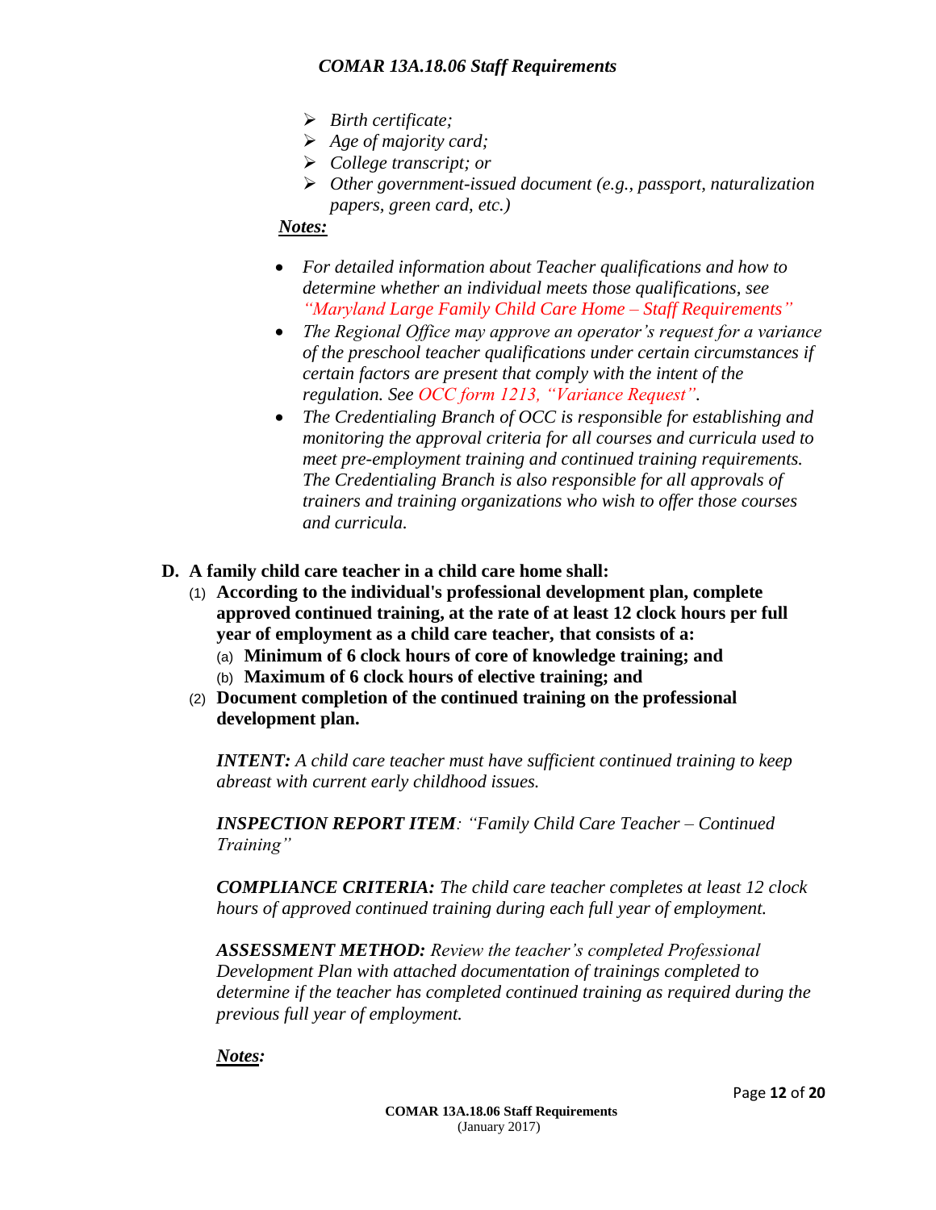- *Birth certificate;*
- *Age of majority card;*
- *College transcript; or*
- *Other government-issued document (e.g., passport, naturalization papers, green card, etc.)*

***Notes:***

- *For detailed information about Teacher qualifications and how to determine whether an individual meets those qualifications, see "Maryland Large Family Child Care Home – Staff Requirements"*
- *The Regional Office may approve an operator's request for a variance of the preschool teacher qualifications under certain circumstances if certain factors are present that comply with the intent of the regulation. See OCC form 1213, "Variance Request".*
- *The Credentialing Branch of OCC is responsible for establishing and monitoring the approval criteria for all courses and curricula used to meet pre-employment training and continued training requirements. The Credentialing Branch is also responsible for all approvals of trainers and training organizations who wish to offer those courses and curricula.*

**D. A family child care teacher in a child care home shall:**

(1) **According to the individual's professional development plan, complete approved continued training, at the rate of at least 12 clock hours per full year of employment as a child care teacher, that consists of a:**

(a) **Minimum of 6 clock hours of core of knowledge training; and**

(b) **Maximum of 6 clock hours of elective training; and**

(2) **Document completion of the continued training on the professional development plan.**

***INTENT:*** *A child care teacher must have sufficient continued training to keep abreast with current early childhood issues.*

***INSPECTION REPORT ITEM****: "Family Child Care Teacher – Continued Training"*

***COMPLIANCE CRITERIA:*** *The child care teacher completes at least 12 clock hours of approved continued training during each full year of employment.*

***ASSESSMENT METHOD:*** *Review the teacher's completed Professional Development Plan with attached documentation of trainings completed to determine if the teacher has completed continued training as required during the previous full year of employment.*

***Notes:***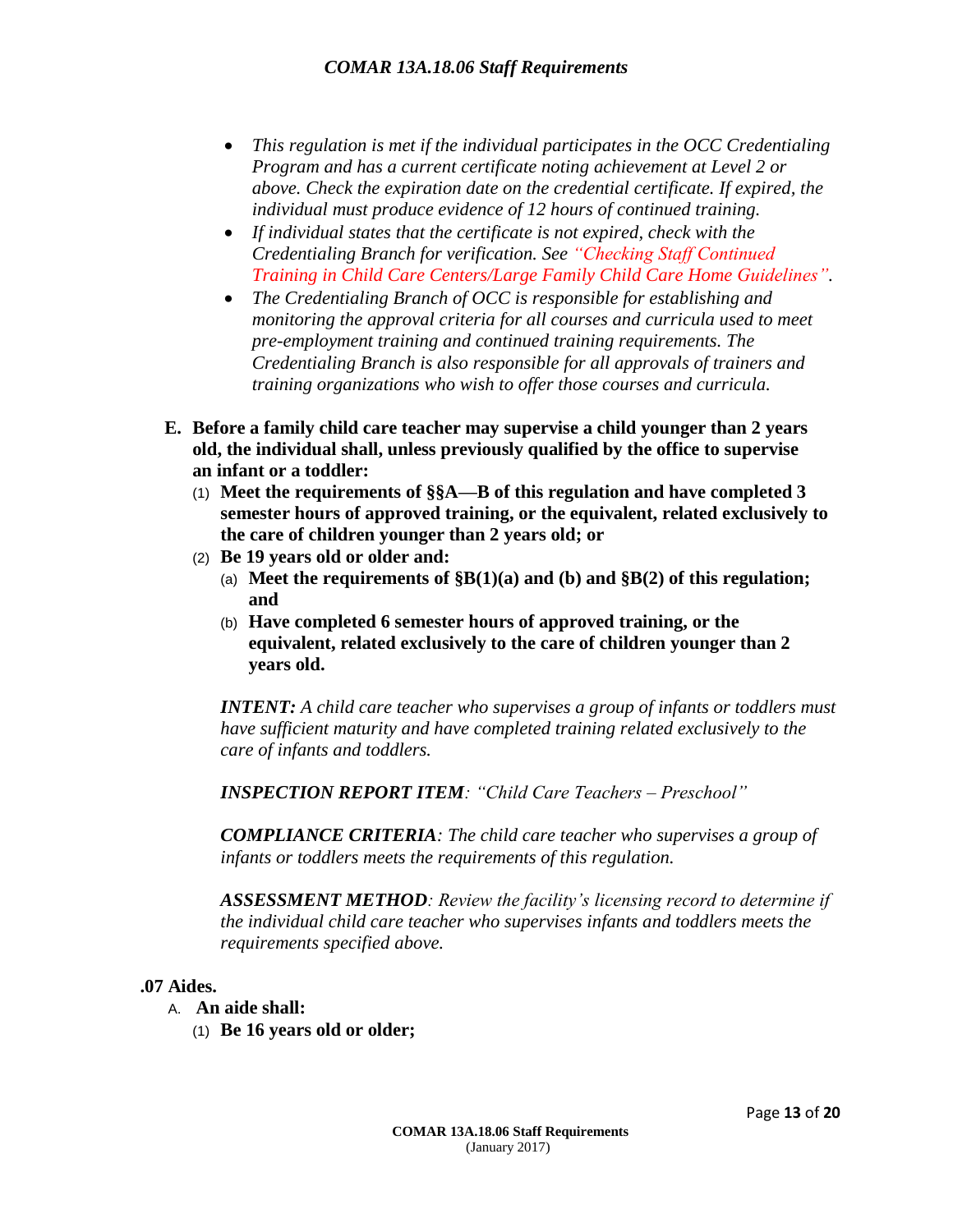- *This regulation is met if the individual participates in the OCC Credentialing Program and has a current certificate noting achievement at Level 2 or above. Check the expiration date on the credential certificate. If expired, the individual must produce evidence of 12 hours of continued training.*
- *If individual states that the certificate is not expired, check with the Credentialing Branch for verification. See "Checking Staff Continued Training in Child Care Centers/Large Family Child Care Home Guidelines".*
- *The Credentialing Branch of OCC is responsible for establishing and monitoring the approval criteria for all courses and curricula used to meet pre-employment training and continued training requirements. The Credentialing Branch is also responsible for all approvals of trainers and training organizations who wish to offer those courses and curricula.*

**E. Before a family child care teacher may supervise a child younger than 2 years old, the individual shall, unless previously qualified by the office to supervise an infant or a toddler:**

(1) **Meet the requirements of §§A—B of this regulation and have completed 3 semester hours of approved training, or the equivalent, related exclusively to the care of children younger than 2 years old; or**

(2) **Be 19 years old or older and:**

(a) **Meet the requirements of §B(1)(a) and (b) and §B(2) of this regulation; and**

(b) **Have completed 6 semester hours of approved training, or the equivalent, related exclusively to the care of children younger than 2 years old.**

***INTENT:*** *A child care teacher who supervises a group of infants or toddlers must have sufficient maturity and have completed training related exclusively to the care of infants and toddlers.*

***INSPECTION REPORT ITEM****: "Child Care Teachers – Preschool"*

***COMPLIANCE CRITERIA****: The child care teacher who supervises a group of infants or toddlers meets the requirements of this regulation.*

***ASSESSMENT METHOD****: Review the facility's licensing record to determine if the individual child care teacher who supervises infants and toddlers meets the requirements specified above.*

**.07 Aides.**

A. **An aide shall:**

(1) **Be 16 years old or older;**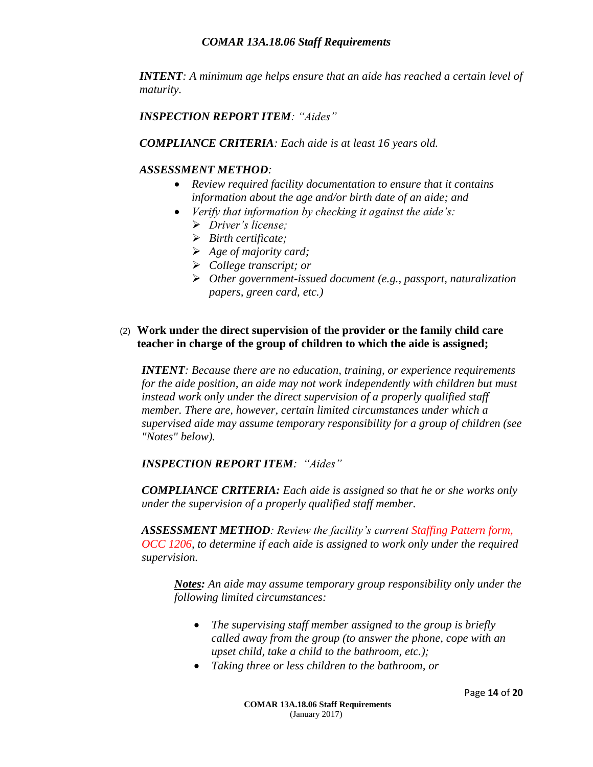***INTENT**: A minimum age helps ensure that an aide has reached a certain level of maturity.*

***INSPECTION REPORT ITEM**: "Aides"*

***COMPLIANCE CRITERIA**: Each aide is at least 16 years old.*

***ASSESSMENT METHOD**:*

- *Review required facility documentation to ensure that it contains information about the age and/or birth date of an aide; and*
- *Verify that information by checking it against the aide's:*
  - *Driver's license;*
  - *Birth certificate;*
  - *Age of majority card;*
  - *College transcript; or*
  - *Other government-issued document (e.g., passport, naturalization papers, green card, etc.)*

(2) **Work under the direct supervision of the provider or the family child care teacher in charge of the group of children to which the aide is assigned;**

***INTENT**: Because there are no education, training, or experience requirements for the aide position, an aide may not work independently with children but must instead work only under the direct supervision of a properly qualified staff member. There are, however, certain limited circumstances under which a supervised aide may assume temporary responsibility for a group of children (see "Notes" below).*

***INSPECTION REPORT ITEM**: "Aides"*

***COMPLIANCE CRITERIA:** Each aide is assigned so that he or she works only under the supervision of a properly qualified staff member.*

***ASSESSMENT METHOD**: Review the facility's current Staffing Pattern form, OCC 1206, to determine if each aide is assigned to work only under the required supervision.*

***<u>Notes</u>:** An aide may assume temporary group responsibility only under the following limited circumstances:*

- *The supervising staff member assigned to the group is briefly called away from the group (to answer the phone, cope with an upset child, take a child to the bathroom, etc.);*
- *Taking three or less children to the bathroom, or*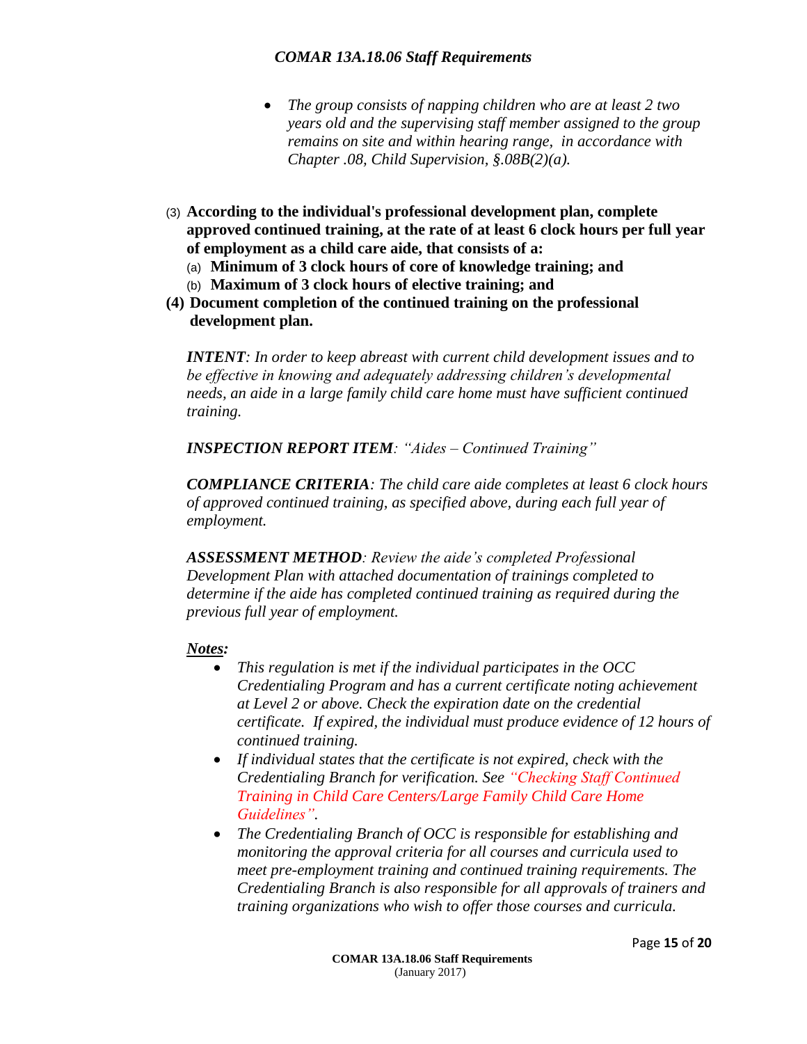- *The group consists of napping children who are at least 2 two years old and the supervising staff member assigned to the group remains on site and within hearing range, in accordance with Chapter .08, Child Supervision, §.08B(2)(a).*

(3) **According to the individual's professional development plan, complete approved continued training, at the rate of at least 6 clock hours per full year of employment as a child care aide, that consists of a:**

(a) **Minimum of 3 clock hours of core of knowledge training; and**

(b) **Maximum of 3 clock hours of elective training; and**

**(4) Document completion of the continued training on the professional development plan.**

***INTENT****: In order to keep abreast with current child development issues and to be effective in knowing and adequately addressing children's developmental needs, an aide in a large family child care home must have sufficient continued training.*

***INSPECTION REPORT ITEM****: "Aides – Continued Training"*

***COMPLIANCE CRITERIA****: The child care aide completes at least 6 clock hours of approved continued training, as specified above, during each full year of employment.*

***ASSESSMENT METHOD****: Review the aide's completed Professional Development Plan with attached documentation of trainings completed to determine if the aide has completed continued training as required during the previous full year of employment.*

***Notes:***

- *This regulation is met if the individual participates in the OCC Credentialing Program and has a current certificate noting achievement at Level 2 or above. Check the expiration date on the credential certificate. If expired, the individual must produce evidence of 12 hours of continued training.*
- *If individual states that the certificate is not expired, check with the Credentialing Branch for verification. See "Checking Staff Continued Training in Child Care Centers/Large Family Child Care Home Guidelines".*
- *The Credentialing Branch of OCC is responsible for establishing and monitoring the approval criteria for all courses and curricula used to meet pre-employment training and continued training requirements. The Credentialing Branch is also responsible for all approvals of trainers and training organizations who wish to offer those courses and curricula.*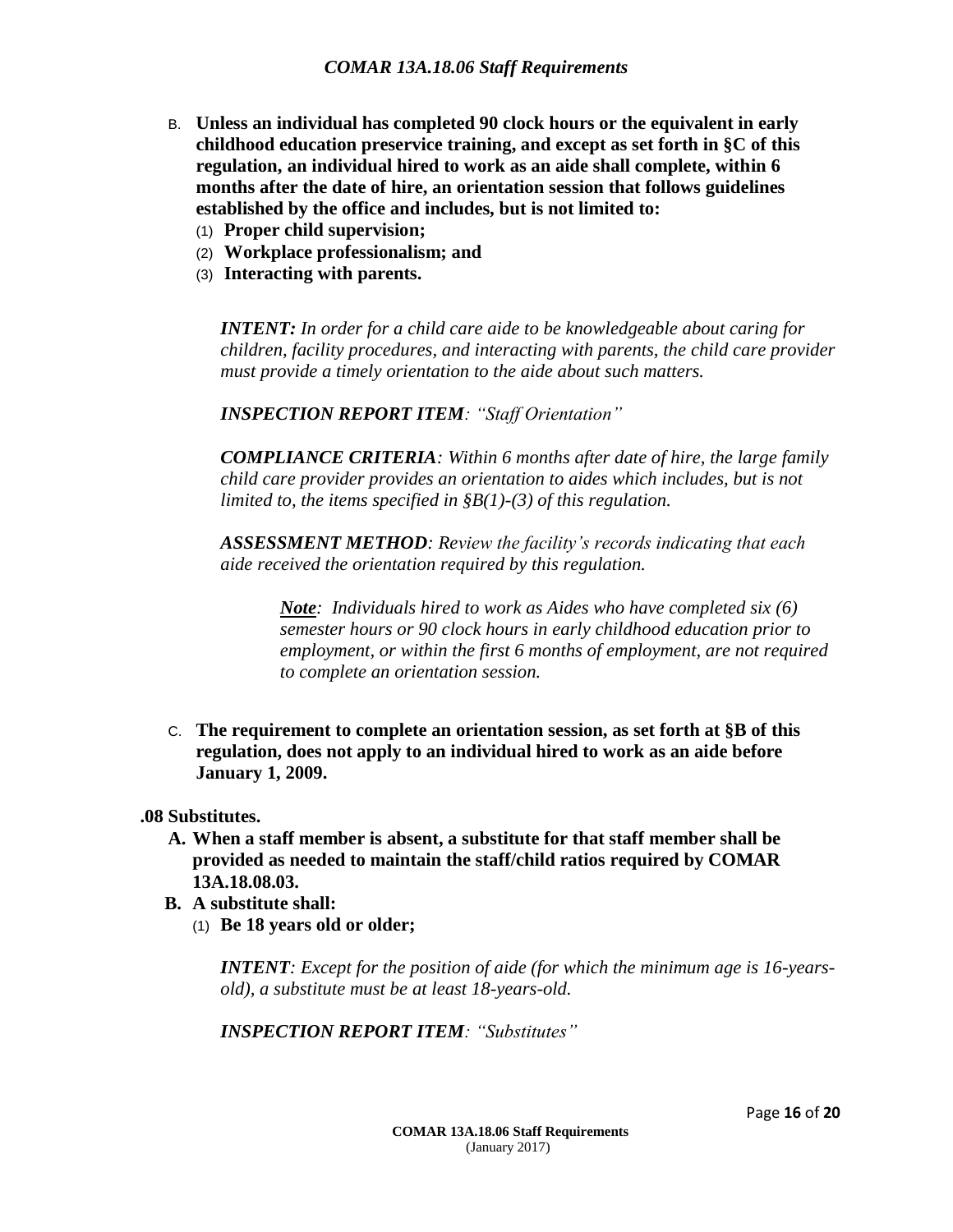B. **Unless an individual has completed 90 clock hours or the equivalent in early childhood education preservice training, and except as set forth in §C of this regulation, an individual hired to work as an aide shall complete, within 6 months after the date of hire, an orientation session that follows guidelines established by the office and includes, but is not limited to:**
   (1) **Proper child supervision;**
   (2) **Workplace professionalism; and**
   (3) **Interacting with parents.**

   ***INTENT:*** *In order for a child care aide to be knowledgeable about caring for children, facility procedures, and interacting with parents, the child care provider must provide a timely orientation to the aide about such matters.*

   ***INSPECTION REPORT ITEM****: "Staff Orientation"*

   ***COMPLIANCE CRITERIA****: Within 6 months after date of hire, the large family child care provider provides an orientation to aides which includes, but is not limited to, the items specified in §B(1)-(3) of this regulation.*

   ***ASSESSMENT METHOD****: Review the facility's records indicating that each aide received the orientation required by this regulation.*

   > ***Note****: Individuals hired to work as Aides who have completed six (6) semester hours or 90 clock hours in early childhood education prior to employment, or within the first 6 months of employment, are not required to complete an orientation session.*

C. **The requirement to complete an orientation session, as set forth at §B of this regulation, does not apply to an individual hired to work as an aide before January 1, 2009.**

**.08 Substitutes.**

A. **When a staff member is absent, a substitute for that staff member shall be provided as needed to maintain the staff/child ratios required by COMAR 13A.18.08.03.**

B. **A substitute shall:**
   (1) **Be 18 years old or older;**

   ***INTENT****: Except for the position of aide (for which the minimum age is 16-years-old), a substitute must be at least 18-years-old.*

   ***INSPECTION REPORT ITEM****: "Substitutes"*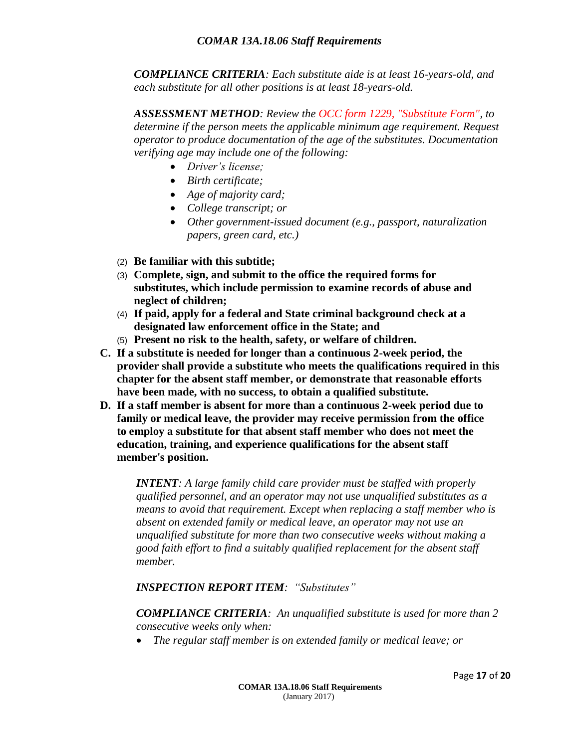*COMPLIANCE CRITERIA: Each substitute aide is at least 16-years-old, and each substitute for all other positions is at least 18-years-old.*

*ASSESSMENT METHOD: Review the OCC form 1229, "Substitute Form", to determine if the person meets the applicable minimum age requirement. Request operator to produce documentation of the age of the substitutes. Documentation verifying age may include one of the following:*

- *Driver's license;*
- *Birth certificate;*
- *Age of majority card;*
- *College transcript; or*
- *Other government-issued document (e.g., passport, naturalization papers, green card, etc.)*

(2) **Be familiar with this subtitle;**

(3) **Complete, sign, and submit to the office the required forms for substitutes, which include permission to examine records of abuse and neglect of children;**

(4) **If paid, apply for a federal and State criminal background check at a designated law enforcement office in the State; and**

(5) **Present no risk to the health, safety, or welfare of children.**

**C. If a substitute is needed for longer than a continuous 2-week period, the provider shall provide a substitute who meets the qualifications required in this chapter for the absent staff member, or demonstrate that reasonable efforts have been made, with no success, to obtain a qualified substitute.**

**D. If a staff member is absent for more than a continuous 2-week period due to family or medical leave, the provider may receive permission from the office to employ a substitute for that absent staff member who does not meet the education, training, and experience qualifications for the absent staff member's position.**

*INTENT: A large family child care provider must be staffed with properly qualified personnel, and an operator may not use unqualified substitutes as a means to avoid that requirement. Except when replacing a staff member who is absent on extended family or medical leave, an operator may not use an unqualified substitute for more than two consecutive weeks without making a good faith effort to find a suitably qualified replacement for the absent staff member.*

*INSPECTION REPORT ITEM: "Substitutes"*

*COMPLIANCE CRITERIA: An unqualified substitute is used for more than 2 consecutive weeks only when:*

- *The regular staff member is on extended family or medical leave; or*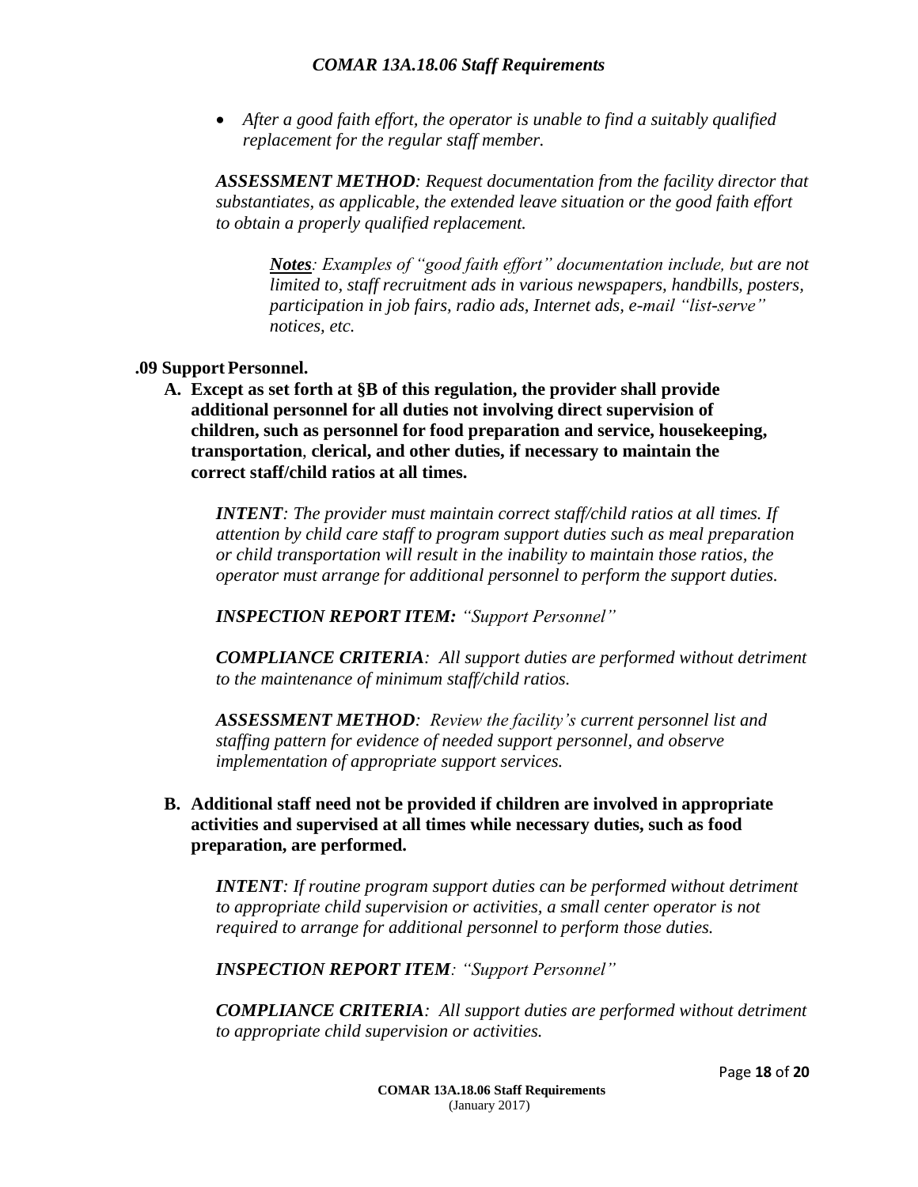- *After a good faith effort, the operator is unable to find a suitably qualified replacement for the regular staff member.*

***ASSESSMENT METHOD****: Request documentation from the facility director that substantiates, as applicable, the extended leave situation or the good faith effort to obtain a properly qualified replacement.*

> ***Notes****: Examples of "good faith effort" documentation include, but are not limited to, staff recruitment ads in various newspapers, handbills, posters, participation in job fairs, radio ads, Internet ads, e-mail "list-serve" notices, etc.*

**.09 Support Personnel.**

**A. Except as set forth at §B of this regulation, the provider shall provide additional personnel for all duties not involving direct supervision of children, such as personnel for food preparation and service, housekeeping, transportation, clerical, and other duties, if necessary to maintain the correct staff/child ratios at all times.**

***INTENT****: The provider must maintain correct staff/child ratios at all times. If attention by child care staff to program support duties such as meal preparation or child transportation will result in the inability to maintain those ratios, the operator must arrange for additional personnel to perform the support duties.*

***INSPECTION REPORT ITEM:*** *"Support Personnel"*

***COMPLIANCE CRITERIA****: All support duties are performed without detriment to the maintenance of minimum staff/child ratios.*

***ASSESSMENT METHOD****: Review the facility's current personnel list and staffing pattern for evidence of needed support personnel, and observe implementation of appropriate support services.*

**B. Additional staff need not be provided if children are involved in appropriate activities and supervised at all times while necessary duties, such as food preparation, are performed.**

***INTENT****: If routine program support duties can be performed without detriment to appropriate child supervision or activities, a small center operator is not required to arrange for additional personnel to perform those duties.*

***INSPECTION REPORT ITEM****: "Support Personnel"*

***COMPLIANCE CRITERIA****: All support duties are performed without detriment to appropriate child supervision or activities.*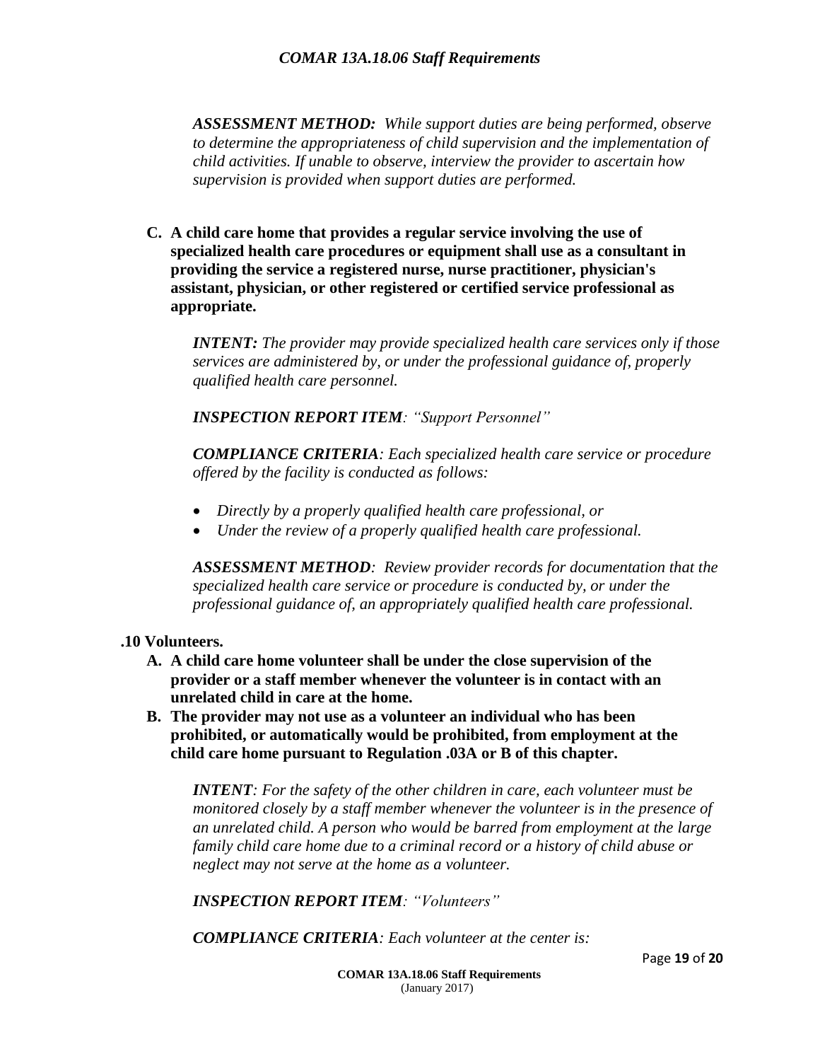*ASSESSMENT METHOD: While support duties are being performed, observe to determine the appropriateness of child supervision and the implementation of child activities. If unable to observe, interview the provider to ascertain how supervision is provided when support duties are performed.*

**C. A child care home that provides a regular service involving the use of specialized health care procedures or equipment shall use as a consultant in providing the service a registered nurse, nurse practitioner, physician's assistant, physician, or other registered or certified service professional as appropriate.**

***INTENT:*** *The provider may provide specialized health care services only if those services are administered by, or under the professional guidance of, properly qualified health care personnel.*

***INSPECTION REPORT ITEM****: "Support Personnel"*

***COMPLIANCE CRITERIA****: Each specialized health care service or procedure offered by the facility is conducted as follows:*

- *Directly by a properly qualified health care professional, or*
- *Under the review of a properly qualified health care professional.*

***ASSESSMENT METHOD****: Review provider records for documentation that the specialized health care service or procedure is conducted by, or under the professional guidance of, an appropriately qualified health care professional.*

## .10 Volunteers.

**A. A child care home volunteer shall be under the close supervision of the provider or a staff member whenever the volunteer is in contact with an unrelated child in care at the home.**

**B. The provider may not use as a volunteer an individual who has been prohibited, or automatically would be prohibited, from employment at the child care home pursuant to Regulation .03A or B of this chapter.**

***INTENT****: For the safety of the other children in care, each volunteer must be monitored closely by a staff member whenever the volunteer is in the presence of an unrelated child. A person who would be barred from employment at the large family child care home due to a criminal record or a history of child abuse or neglect may not serve at the home as a volunteer.*

***INSPECTION REPORT ITEM****: "Volunteers"*

***COMPLIANCE CRITERIA****: Each volunteer at the center is:*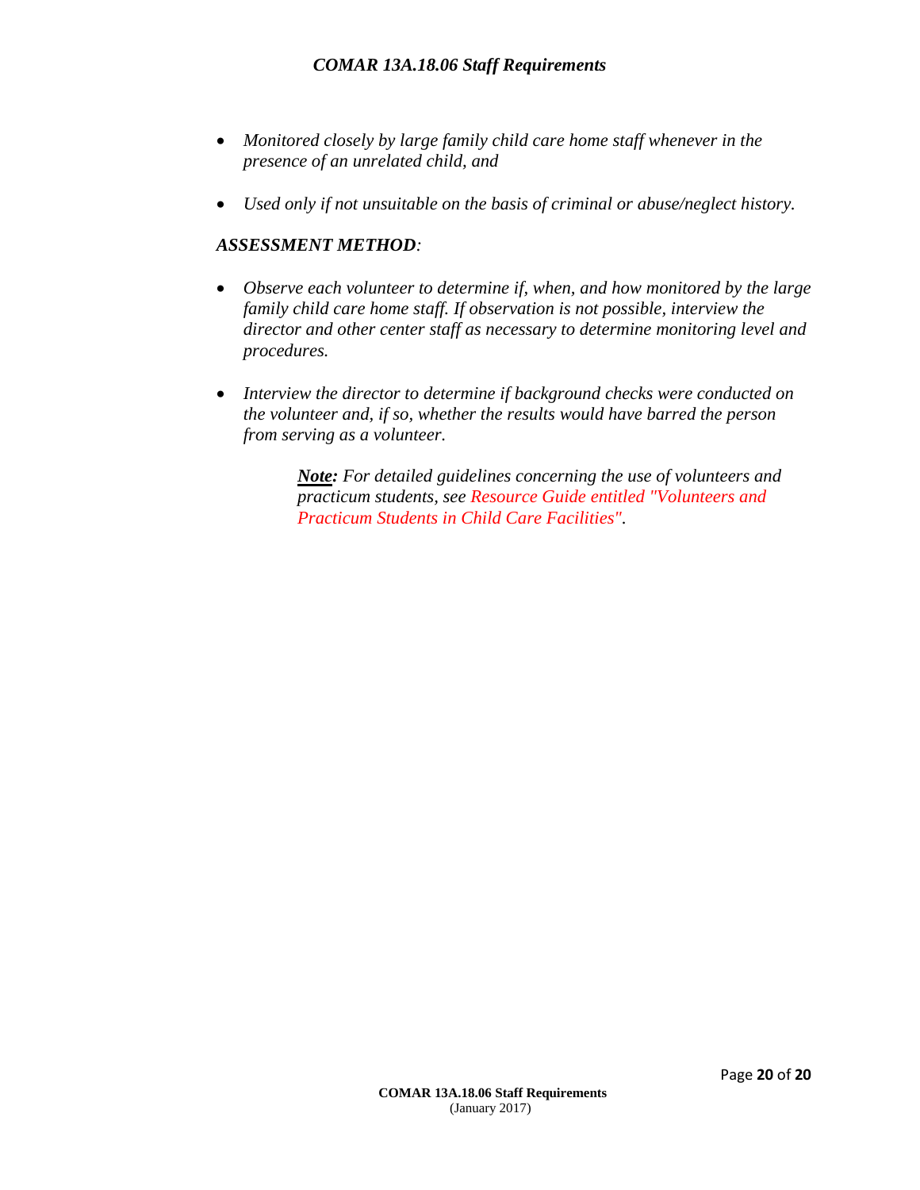- *Monitored closely by large family child care home staff whenever in the presence of an unrelated child, and*

- *Used only if not unsuitable on the basis of criminal or abuse/neglect history.*

***ASSESSMENT METHOD**:*

- *Observe each volunteer to determine if, when, and how monitored by the large family child care home staff. If observation is not possible, interview the director and other center staff as necessary to determine monitoring level and procedures.*

- *Interview the director to determine if background checks were conducted on the volunteer and, if so, whether the results would have barred the person from serving as a volunteer.*

> ***Note:*** *For detailed guidelines concerning the use of volunteers and practicum students, see Resource Guide entitled "Volunteers and Practicum Students in Child Care Facilities".*